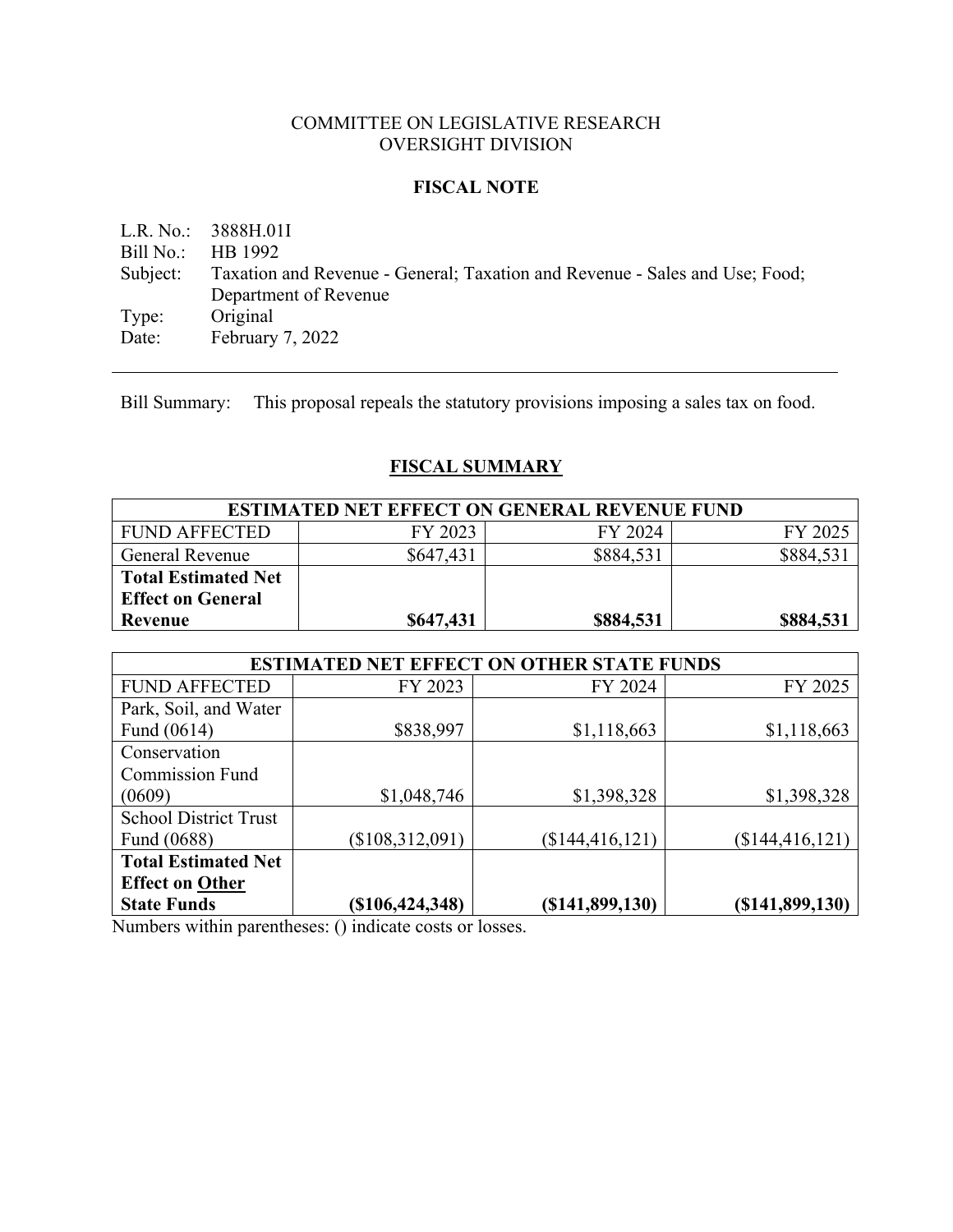COMMITTEE ON LEGISLATIVE RESEARCH
OVERSIGHT DIVISION

**FISCAL NOTE**

L.R. No.: 3888H.01I
Bill No.: HB 1992
Subject: Taxation and Revenue - General; Taxation and Revenue - Sales and Use; Food; Department of Revenue
Type: Original
Date: February 7, 2022

---

Bill Summary: This proposal repeals the statutory provisions imposing a sales tax on food.

## FISCAL SUMMARY

| ESTIMATED NET EFFECT ON GENERAL REVENUE FUND | | | |
|---|---|---|---|
| FUND AFFECTED | FY 2023 | FY 2024 | FY 2025 |
| General Revenue | $647,431 | $884,531 | $884,531 |
| **Total Estimated Net Effect on General Revenue** | **$647,431** | **$884,531** | **$884,531** |

| ESTIMATED NET EFFECT ON OTHER STATE FUNDS | | | |
|---|---|---|---|
| FUND AFFECTED | FY 2023 | FY 2024 | FY 2025 |
| Park, Soil, and Water Fund (0614) | $838,997 | $1,118,663 | $1,118,663 |
| Conservation Commission Fund (0609) | $1,048,746 | $1,398,328 | $1,398,328 |
| School District Trust Fund (0688) | ($108,312,091) | ($144,416,121) | ($144,416,121) |
| **Total Estimated Net Effect on Other State Funds** | **($106,424,348)** | **($141,899,130)** | **($141,899,130)** |

Numbers within parentheses: () indicate costs or losses.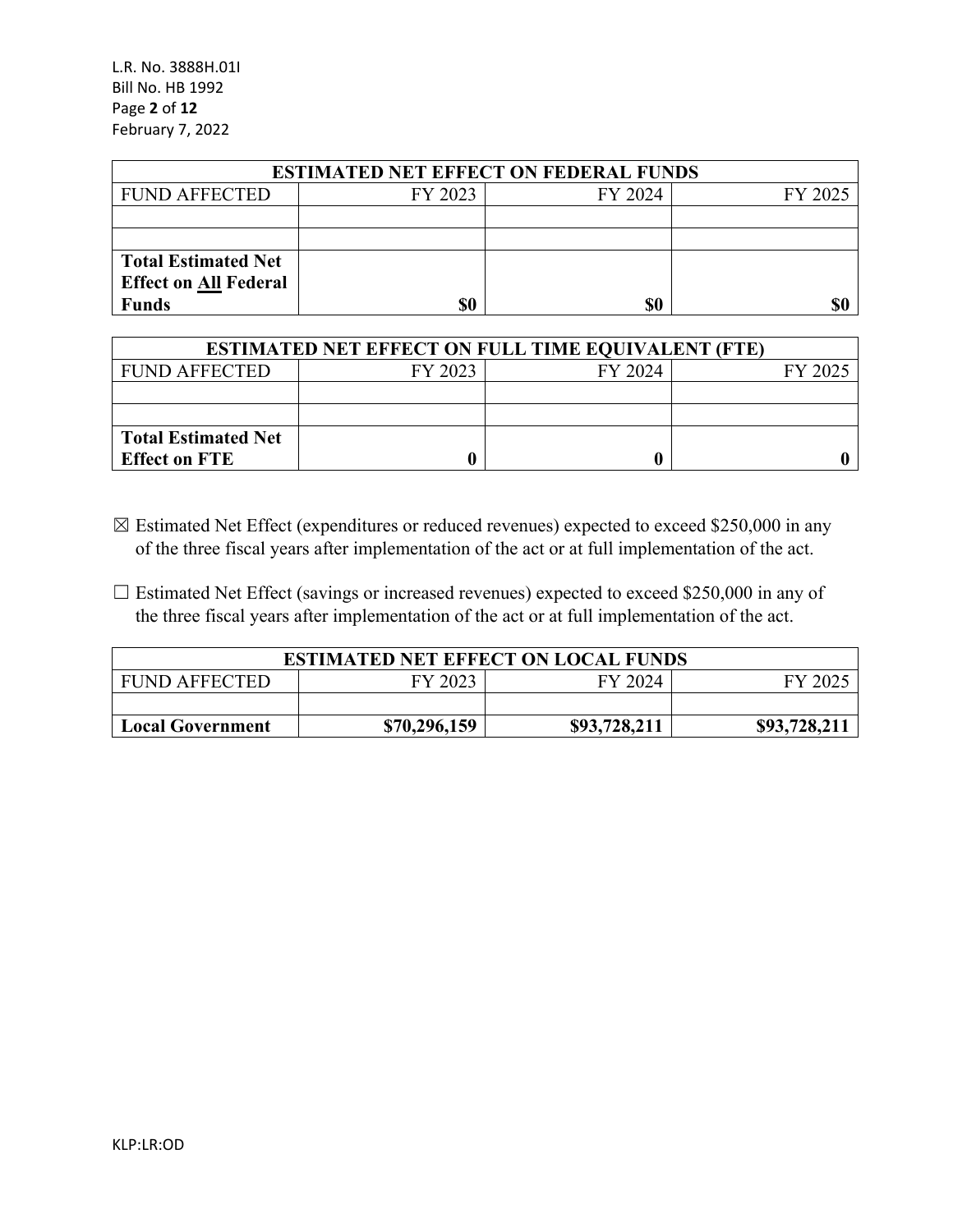| ESTIMATED NET EFFECT ON FEDERAL FUNDS | | | |
|---|---|---|---|
| FUND AFFECTED | FY 2023 | FY 2024 | FY 2025 |
| | | | |
| | | | |
| **Total Estimated Net Effect on All Federal Funds** | **$0** | **$0** | **$0** |

| ESTIMATED NET EFFECT ON FULL TIME EQUIVALENT (FTE) | | | |
|---|---|---|---|
| FUND AFFECTED | FY 2023 | FY 2024 | FY 2025 |
| | | | |
| | | | |
| **Total Estimated Net Effect on FTE** | **0** | **0** | **0** |

☒ Estimated Net Effect (expenditures or reduced revenues) expected to exceed $250,000 in any of the three fiscal years after implementation of the act or at full implementation of the act.

☐ Estimated Net Effect (savings or increased revenues) expected to exceed $250,000 in any of the three fiscal years after implementation of the act or at full implementation of the act.

| ESTIMATED NET EFFECT ON LOCAL FUNDS | | | |
|---|---|---|---|
| FUND AFFECTED | FY 2023 | FY 2024 | FY 2025 |
| | | | |
| **Local Government** | **$70,296,159** | **$93,728,211** | **$93,728,211** |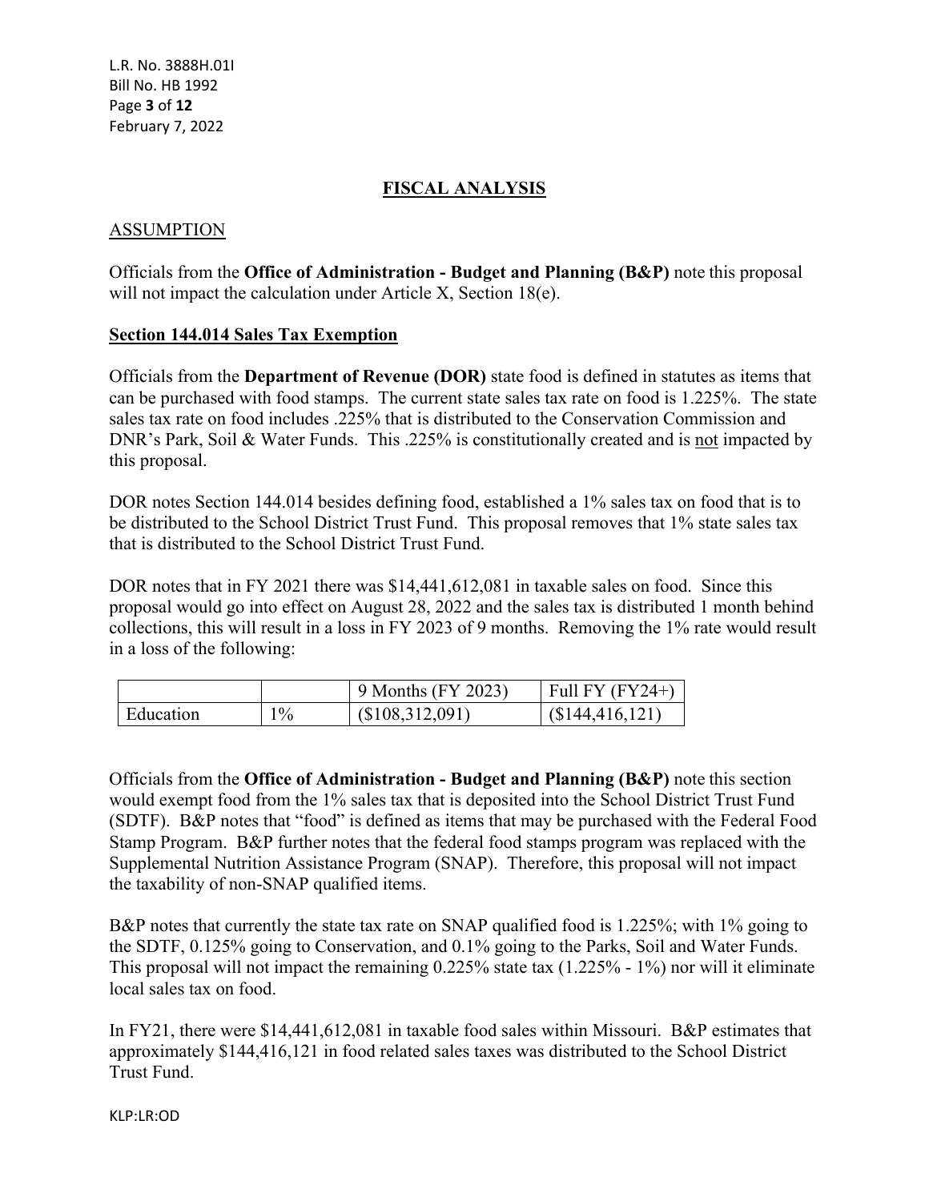## FISCAL ANALYSIS

### ASSUMPTION

Officials from the **Office of Administration - Budget and Planning (B&P)** note this proposal will not impact the calculation under Article X, Section 18(e).

**Section 144.014 Sales Tax Exemption**

Officials from the **Department of Revenue (DOR)** state food is defined in statutes as items that can be purchased with food stamps. The current state sales tax rate on food is 1.225%. The state sales tax rate on food includes .225% that is distributed to the Conservation Commission and DNR's Park, Soil & Water Funds. This .225% is constitutionally created and is not impacted by this proposal.

DOR notes Section 144.014 besides defining food, established a 1% sales tax on food that is to be distributed to the School District Trust Fund. This proposal removes that 1% state sales tax that is distributed to the School District Trust Fund.

DOR notes that in FY 2021 there was $14,441,612,081 in taxable sales on food. Since this proposal would go into effect on August 28, 2022 and the sales tax is distributed 1 month behind collections, this will result in a loss in FY 2023 of 9 months. Removing the 1% rate would result in a loss of the following:

| | | 9 Months (FY 2023) | Full FY (FY24+) |
|---|---|---|---|
| Education | 1% | ($108,312,091) | ($144,416,121) |

Officials from the **Office of Administration - Budget and Planning (B&P)** note this section would exempt food from the 1% sales tax that is deposited into the School District Trust Fund (SDTF). B&P notes that "food" is defined as items that may be purchased with the Federal Food Stamp Program. B&P further notes that the federal food stamps program was replaced with the Supplemental Nutrition Assistance Program (SNAP). Therefore, this proposal will not impact the taxability of non-SNAP qualified items.

B&P notes that currently the state tax rate on SNAP qualified food is 1.225%; with 1% going to the SDTF, 0.125% going to Conservation, and 0.1% going to the Parks, Soil and Water Funds. This proposal will not impact the remaining 0.225% state tax (1.225% - 1%) nor will it eliminate local sales tax on food.

In FY21, there were $14,441,612,081 in taxable food sales within Missouri. B&P estimates that approximately $144,416,121 in food related sales taxes was distributed to the School District Trust Fund.

KLP:LR:OD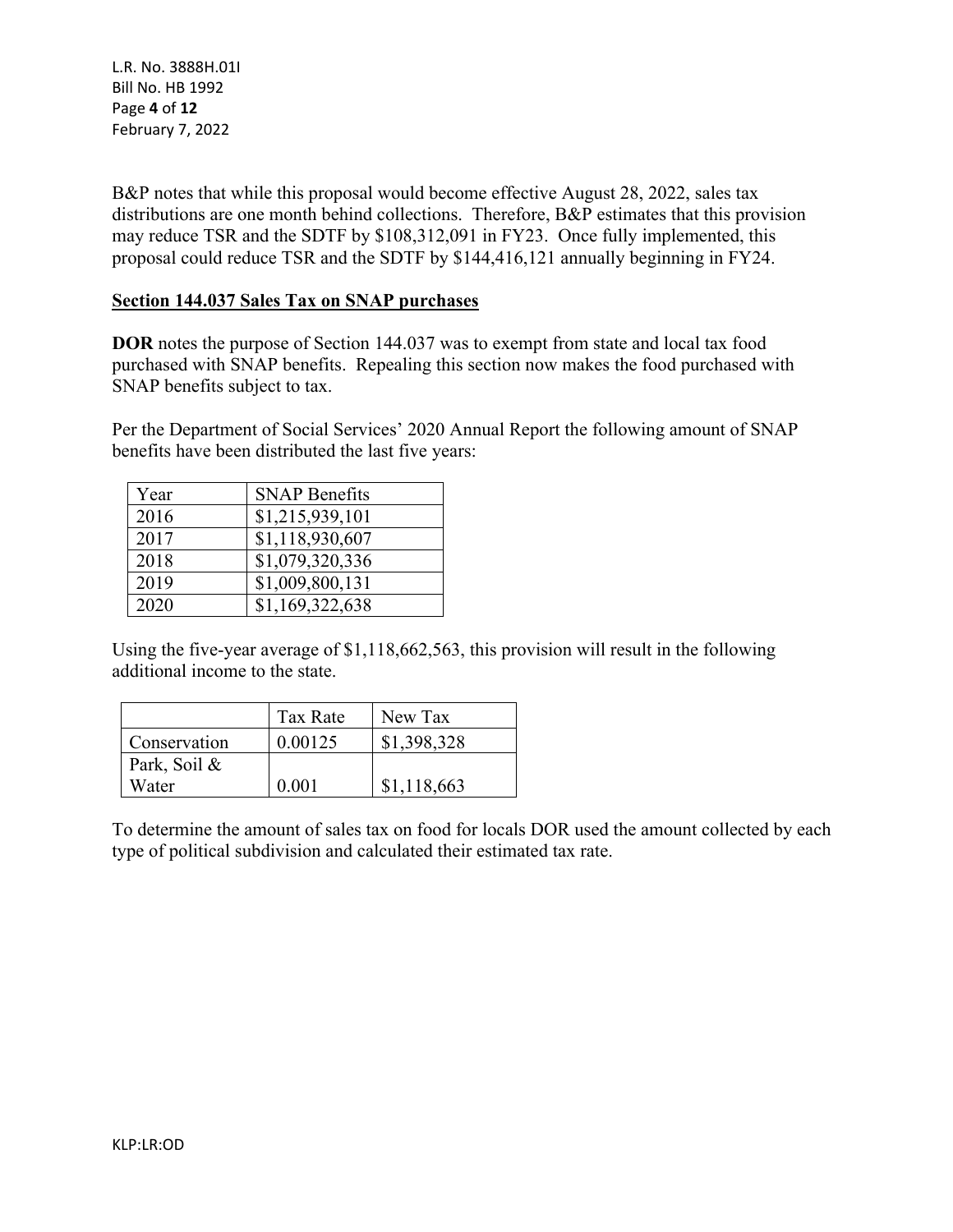B&P notes that while this proposal would become effective August 28, 2022, sales tax distributions are one month behind collections. Therefore, B&P estimates that this provision may reduce TSR and the SDTF by $108,312,091 in FY23. Once fully implemented, this proposal could reduce TSR and the SDTF by $144,416,121 annually beginning in FY24.

**<u>Section 144.037 Sales Tax on SNAP purchases</u>**

**DOR** notes the purpose of Section 144.037 was to exempt from state and local tax food purchased with SNAP benefits. Repealing this section now makes the food purchased with SNAP benefits subject to tax.

Per the Department of Social Services' 2020 Annual Report the following amount of SNAP benefits have been distributed the last five years:

| Year | SNAP Benefits |
|---|---|
| 2016 | $1,215,939,101 |
| 2017 | $1,118,930,607 |
| 2018 | $1,079,320,336 |
| 2019 | $1,009,800,131 |
| 2020 | $1,169,322,638 |

Using the five-year average of $1,118,662,563, this provision will result in the following additional income to the state.

| | Tax Rate | New Tax |
|---|---|---|
| Conservation | 0.00125 | $1,398,328 |
| Park, Soil & Water | 0.001 | $1,118,663 |

To determine the amount of sales tax on food for locals DOR used the amount collected by each type of political subdivision and calculated their estimated tax rate.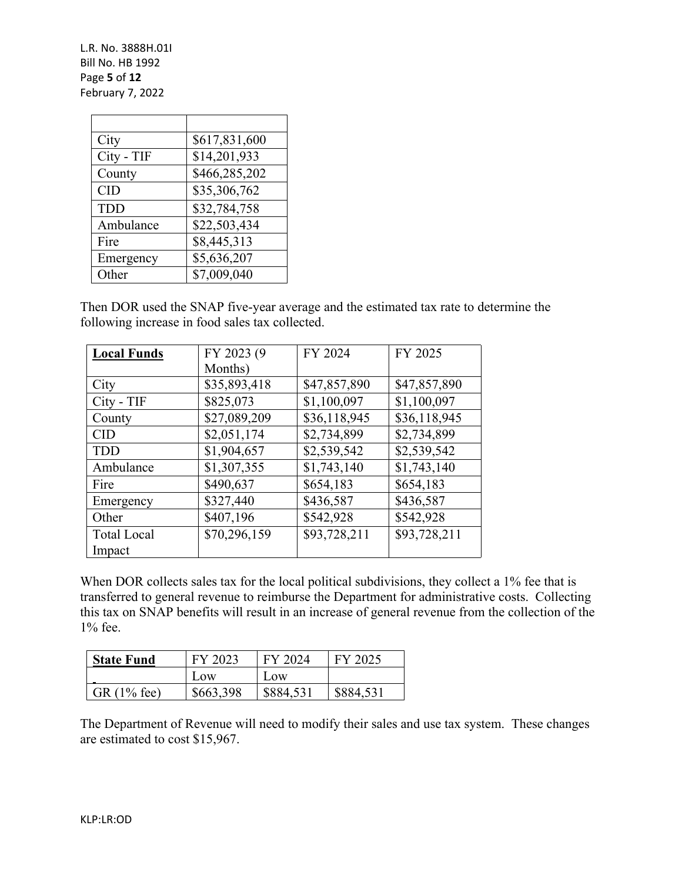| | |
|---|---|
| City | $617,831,600 |
| City - TIF | $14,201,933 |
| County | $466,285,202 |
| CID | $35,306,762 |
| TDD | $32,784,758 |
| Ambulance | $22,503,434 |
| Fire | $8,445,313 |
| Emergency | $5,636,207 |
| Other | $7,009,040 |

Then DOR used the SNAP five-year average and the estimated tax rate to determine the following increase in food sales tax collected.

| **Local Funds** | FY 2023 (9 Months) | FY 2024 | FY 2025 |
|---|---|---|---|
| City | $35,893,418 | $47,857,890 | $47,857,890 |
| City - TIF | $825,073 | $1,100,097 | $1,100,097 |
| County | $27,089,209 | $36,118,945 | $36,118,945 |
| CID | $2,051,174 | $2,734,899 | $2,734,899 |
| TDD | $1,904,657 | $2,539,542 | $2,539,542 |
| Ambulance | $1,307,355 | $1,743,140 | $1,743,140 |
| Fire | $490,637 | $654,183 | $654,183 |
| Emergency | $327,440 | $436,587 | $436,587 |
| Other | $407,196 | $542,928 | $542,928 |
| Total Local Impact | $70,296,159 | $93,728,211 | $93,728,211 |

When DOR collects sales tax for the local political subdivisions, they collect a 1% fee that is transferred to general revenue to reimburse the Department for administrative costs. Collecting this tax on SNAP benefits will result in an increase of general revenue from the collection of the 1% fee.

| **State Fund** | FY 2023 | FY 2024 | FY 2025 |
|---|---|---|---|
| | Low | Low | |
| GR (1% fee) | $663,398 | $884,531 | $884,531 |

The Department of Revenue will need to modify their sales and use tax system. These changes are estimated to cost $15,967.

KLP:LR:OD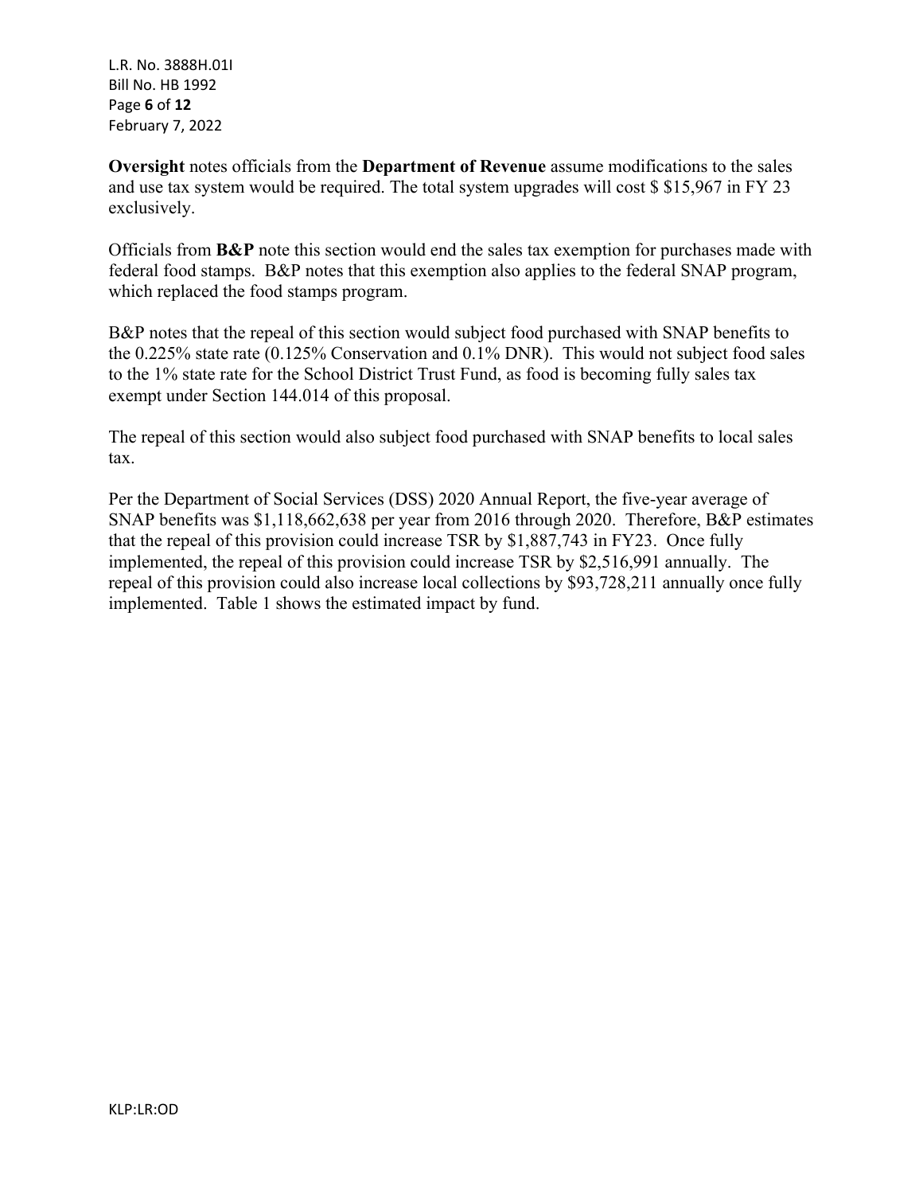**Oversight** notes officials from the **Department of Revenue** assume modifications to the sales and use tax system would be required. The total system upgrades will cost $ $15,967 in FY 23 exclusively.

Officials from **B&P** note this section would end the sales tax exemption for purchases made with federal food stamps. B&P notes that this exemption also applies to the federal SNAP program, which replaced the food stamps program.

B&P notes that the repeal of this section would subject food purchased with SNAP benefits to the 0.225% state rate (0.125% Conservation and 0.1% DNR). This would not subject food sales to the 1% state rate for the School District Trust Fund, as food is becoming fully sales tax exempt under Section 144.014 of this proposal.

The repeal of this section would also subject food purchased with SNAP benefits to local sales tax.

Per the Department of Social Services (DSS) 2020 Annual Report, the five-year average of SNAP benefits was $1,118,662,638 per year from 2016 through 2020. Therefore, B&P estimates that the repeal of this provision could increase TSR by $1,887,743 in FY23. Once fully implemented, the repeal of this provision could increase TSR by $2,516,991 annually. The repeal of this provision could also increase local collections by $93,728,211 annually once fully implemented. Table 1 shows the estimated impact by fund.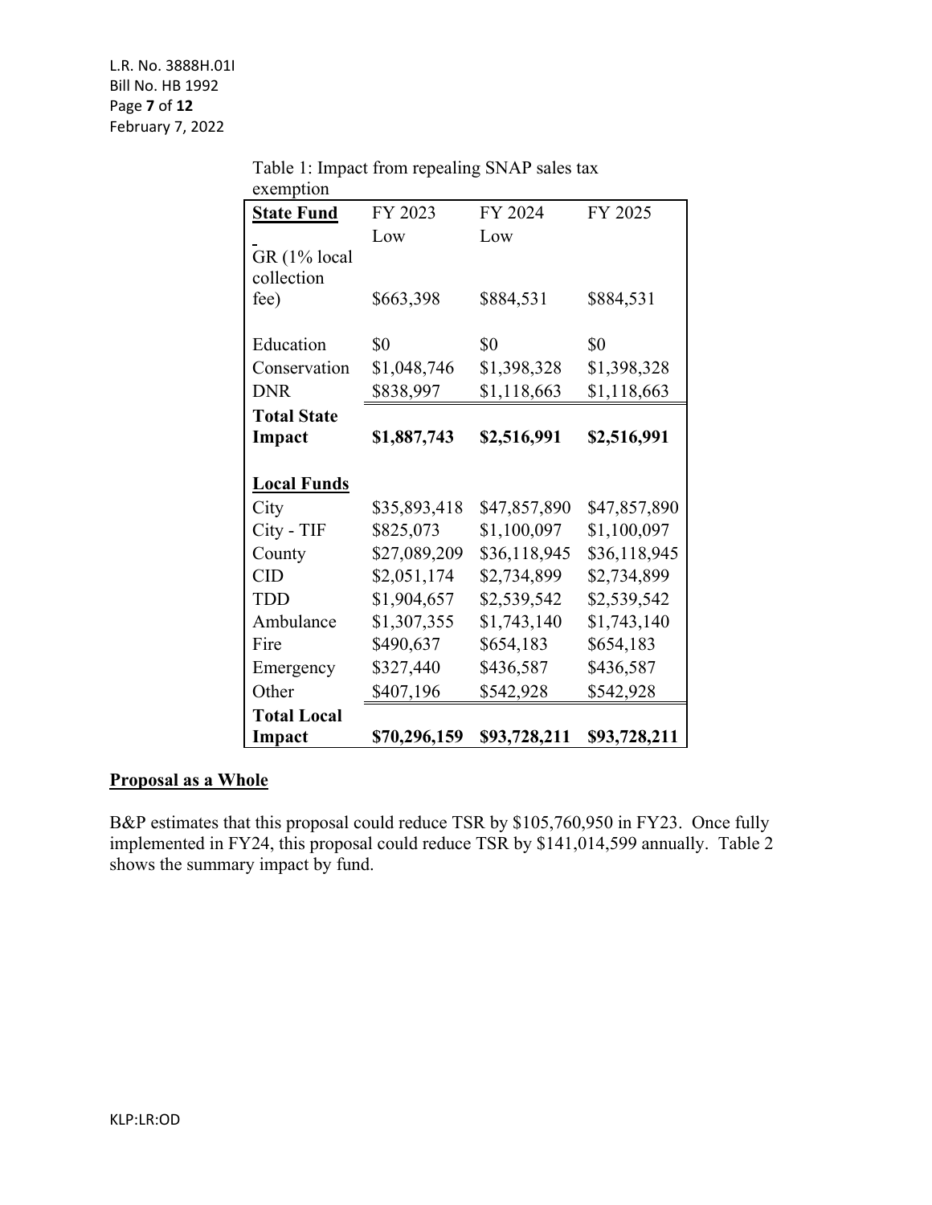Table 1: Impact from repealing SNAP sales tax exemption

| **State Fund** | FY 2023 Low | FY 2024 Low | FY 2025 |
|---|---|---|---|
| GR (1% local collection fee) | $663,398 | $884,531 | $884,531 |
| Education | $0 | $0 | $0 |
| Conservation | $1,048,746 | $1,398,328 | $1,398,328 |
| DNR | $838,997 | $1,118,663 | $1,118,663 |
| **Total State Impact** | **$1,887,743** | **$2,516,991** | **$2,516,991** |
| **Local Funds** | | | |
| City | $35,893,418 | $47,857,890 | $47,857,890 |
| City - TIF | $825,073 | $1,100,097 | $1,100,097 |
| County | $27,089,209 | $36,118,945 | $36,118,945 |
| CID | $2,051,174 | $2,734,899 | $2,734,899 |
| TDD | $1,904,657 | $2,539,542 | $2,539,542 |
| Ambulance | $1,307,355 | $1,743,140 | $1,743,140 |
| Fire | $490,637 | $654,183 | $654,183 |
| Emergency | $327,440 | $436,587 | $436,587 |
| Other | $407,196 | $542,928 | $542,928 |
| **Total Local Impact** | **$70,296,159** | **$93,728,211** | **$93,728,211** |

## Proposal as a Whole

B&P estimates that this proposal could reduce TSR by $105,760,950 in FY23. Once fully implemented in FY24, this proposal could reduce TSR by $141,014,599 annually. Table 2 shows the summary impact by fund.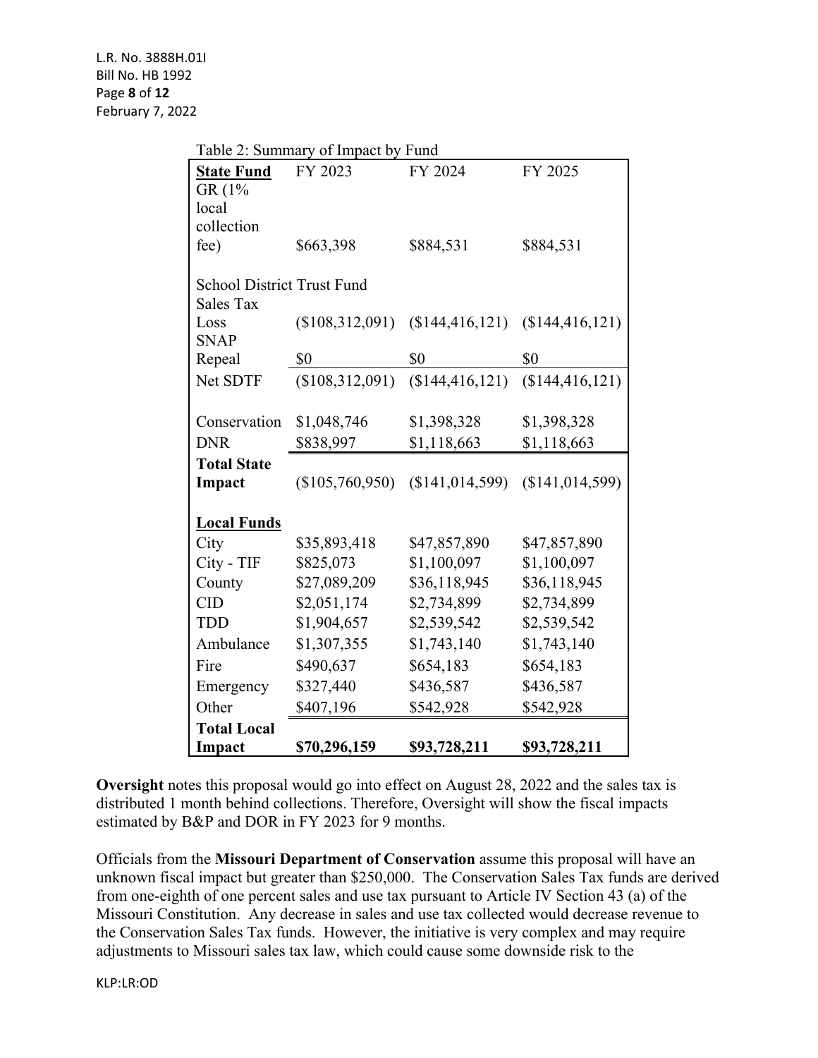Table 2: Summary of Impact by Fund

| **State Fund** | FY 2023 | FY 2024 | FY 2025 |
|---|---|---|---|
| GR (1% local collection fee) | $663,398 | $884,531 | $884,531 |
| School District Trust Fund | | | |
| Sales Tax Loss | ($108,312,091) | ($144,416,121) | ($144,416,121) |
| SNAP Repeal | $0 | $0 | $0 |
| Net SDTF | ($108,312,091) | ($144,416,121) | ($144,416,121) |
| Conservation | $1,048,746 | $1,398,328 | $1,398,328 |
| DNR | $838,997 | $1,118,663 | $1,118,663 |
| **Total State Impact** | ($105,760,950) | ($141,014,599) | ($141,014,599) |
| **Local Funds** | | | |
| City | $35,893,418 | $47,857,890 | $47,857,890 |
| City - TIF | $825,073 | $1,100,097 | $1,100,097 |
| County | $27,089,209 | $36,118,945 | $36,118,945 |
| CID | $2,051,174 | $2,734,899 | $2,734,899 |
| TDD | $1,904,657 | $2,539,542 | $2,539,542 |
| Ambulance | $1,307,355 | $1,743,140 | $1,743,140 |
| Fire | $490,637 | $654,183 | $654,183 |
| Emergency | $327,440 | $436,587 | $436,587 |
| Other | $407,196 | $542,928 | $542,928 |
| **Total Local Impact** | **$70,296,159** | **$93,728,211** | **$93,728,211** |

**Oversight** notes this proposal would go into effect on August 28, 2022 and the sales tax is distributed 1 month behind collections. Therefore, Oversight will show the fiscal impacts estimated by B&P and DOR in FY 2023 for 9 months.

Officials from the **Missouri Department of Conservation** assume this proposal will have an unknown fiscal impact but greater than $250,000. The Conservation Sales Tax funds are derived from one-eighth of one percent sales and use tax pursuant to Article IV Section 43 (a) of the Missouri Constitution. Any decrease in sales and use tax collected would decrease revenue to the Conservation Sales Tax funds. However, the initiative is very complex and may require adjustments to Missouri sales tax law, which could cause some downside risk to the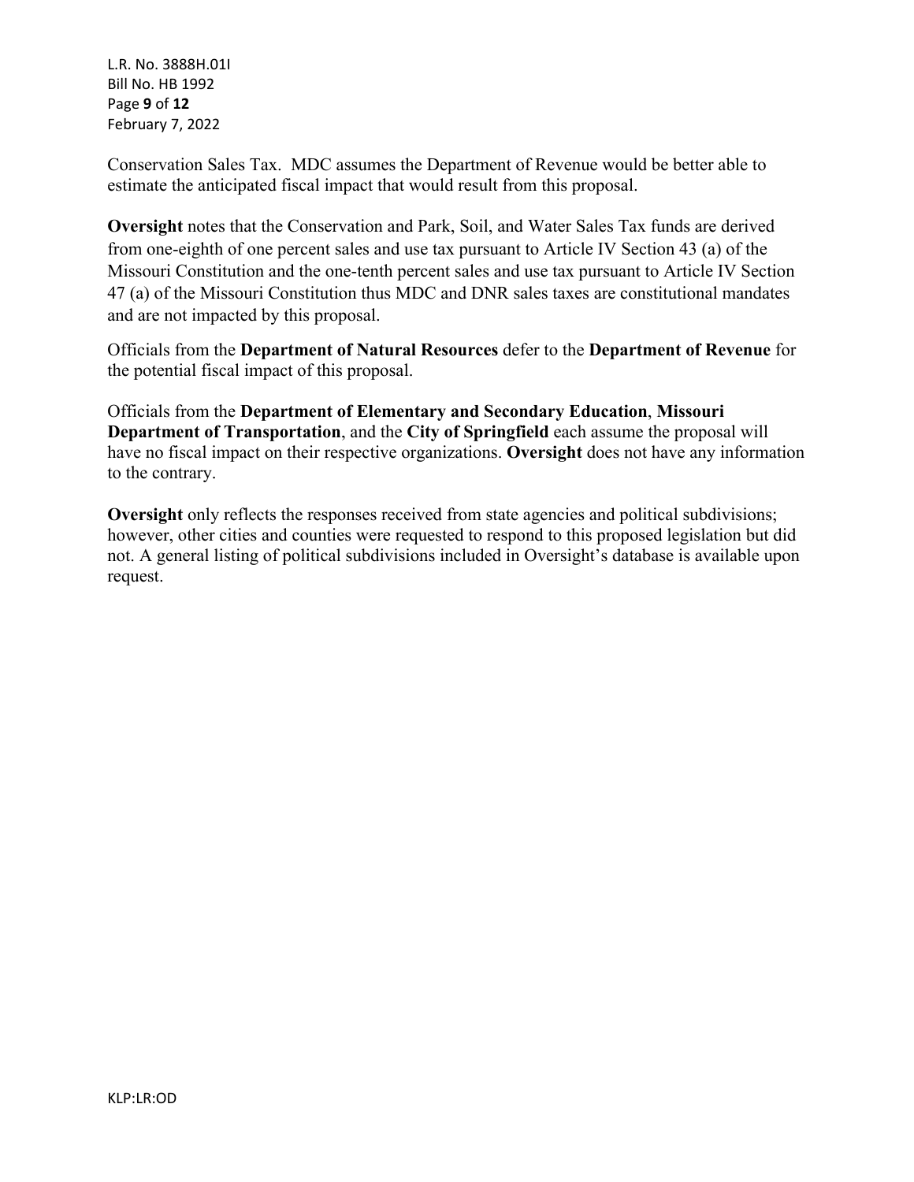Conservation Sales Tax.  MDC assumes the Department of Revenue would be better able to estimate the anticipated fiscal impact that would result from this proposal.

**Oversight** notes that the Conservation and Park, Soil, and Water Sales Tax funds are derived from one-eighth of one percent sales and use tax pursuant to Article IV Section 43 (a) of the Missouri Constitution and the one-tenth percent sales and use tax pursuant to Article IV Section 47 (a) of the Missouri Constitution thus MDC and DNR sales taxes are constitutional mandates and are not impacted by this proposal.

Officials from the **Department of Natural Resources** defer to the **Department of Revenue** for the potential fiscal impact of this proposal.

Officials from the **Department of Elementary and Secondary Education**, **Missouri Department of Transportation**, and the **City of Springfield** each assume the proposal will have no fiscal impact on their respective organizations. **Oversight** does not have any information to the contrary.

**Oversight** only reflects the responses received from state agencies and political subdivisions; however, other cities and counties were requested to respond to this proposed legislation but did not. A general listing of political subdivisions included in Oversight's database is available upon request.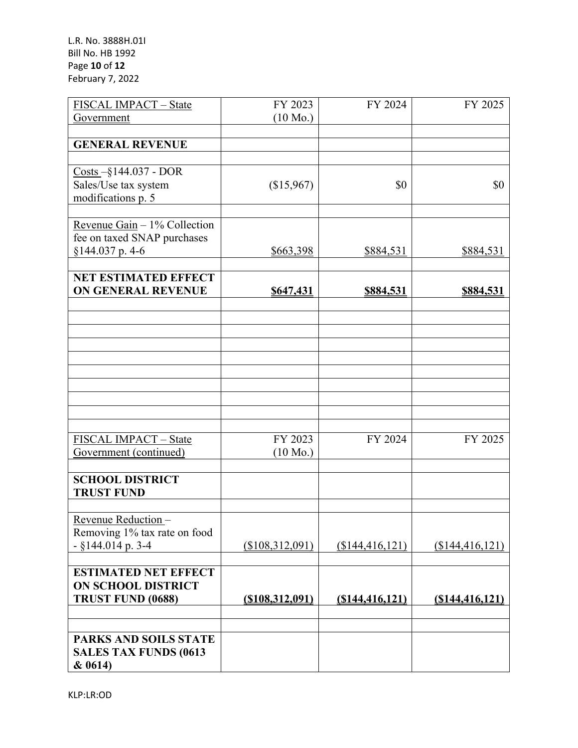| FISCAL IMPACT – State Government | FY 2023 (10 Mo.) | FY 2024 | FY 2025 |
|---|---|---|---|
| | | | |
| **GENERAL REVENUE** | | | |
| | | | |
| Costs –§144.037 - DOR Sales/Use tax system modifications p. 5 | ($15,967) | $0 | $0 |
| | | | |
| Revenue Gain – 1% Collection fee on taxed SNAP purchases §144.037 p. 4-6 | $663,398 | $884,531 | $884,531 |
| | | | |
| **NET ESTIMATED EFFECT ON GENERAL REVENUE** | **$647,431** | **$884,531** | **$884,531** |

| FISCAL IMPACT – State Government (continued) | FY 2023 (10 Mo.) | FY 2024 | FY 2025 |
|---|---|---|---|
| | | | |
| **SCHOOL DISTRICT TRUST FUND** | | | |
| | | | |
| Revenue Reduction – Removing 1% tax rate on food - §144.014 p. 3-4 | ($108,312,091) | ($144,416,121) | ($144,416,121) |
| | | | |
| **ESTIMATED NET EFFECT ON SCHOOL DISTRICT TRUST FUND (0688)** | **($108,312,091)** | **($144,416,121)** | **($144,416,121)** |
| | | | |
| | | | |
| **PARKS AND SOILS STATE SALES TAX FUNDS (0613 & 0614)** | | | |

KLP:LR:OD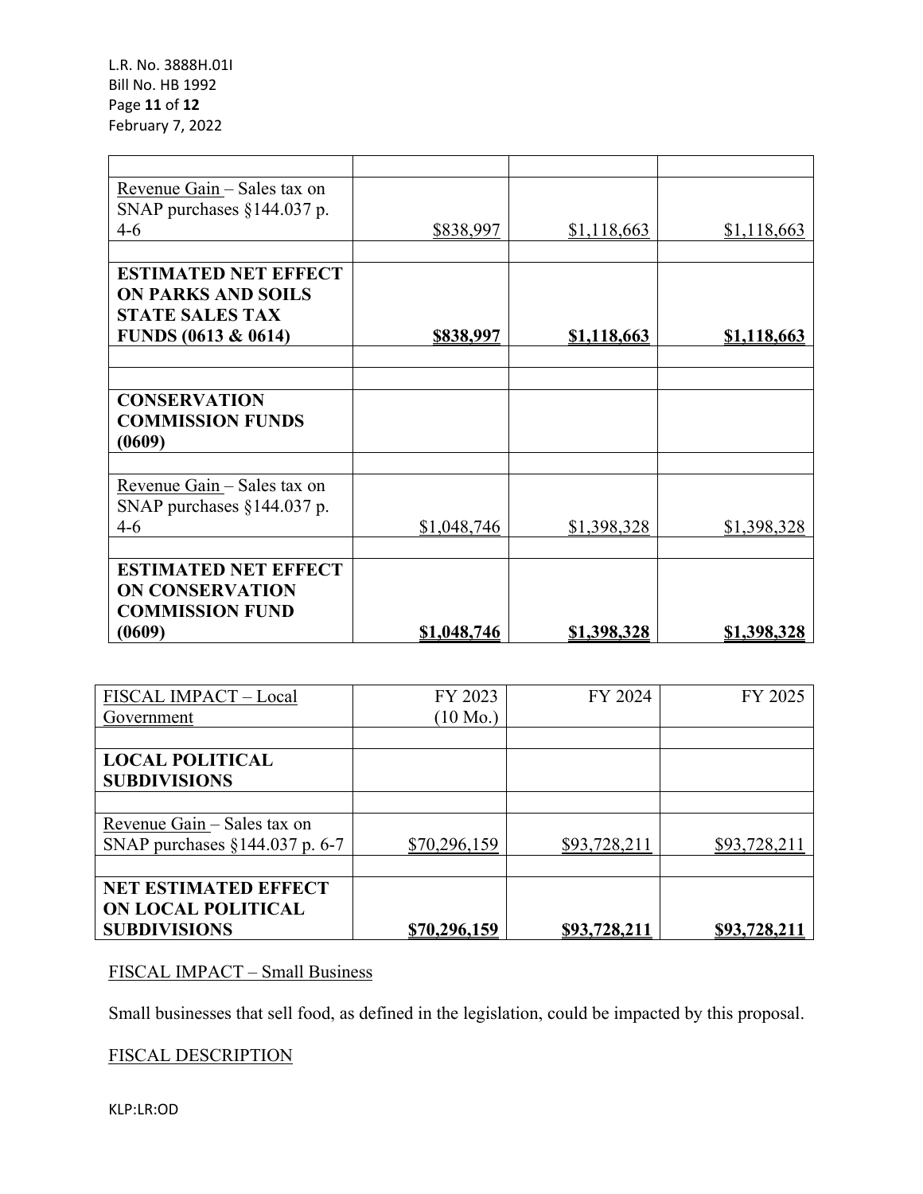| | | | |
|---|---|---|---|
| | | | |
| Revenue Gain – Sales tax on SNAP purchases §144.037 p. 4-6 | $838,997 | $1,118,663 | $1,118,663 |
| | | | |
| **ESTIMATED NET EFFECT ON PARKS AND SOILS STATE SALES TAX FUNDS (0613 & 0614)** | **$838,997** | **$1,118,663** | **$1,118,663** |
| | | | |
| | | | |
| **CONSERVATION COMMISSION FUNDS (0609)** | | | |
| | | | |
| Revenue Gain – Sales tax on SNAP purchases §144.037 p. 4-6 | $1,048,746 | $1,398,328 | $1,398,328 |
| | | | |
| **ESTIMATED NET EFFECT ON CONSERVATION COMMISSION FUND (0609)** | **$1,048,746** | **$1,398,328** | **$1,398,328** |

| FISCAL IMPACT – Local Government | FY 2023 (10 Mo.) | FY 2024 | FY 2025 |
|---|---|---|---|
| | | | |
| **LOCAL POLITICAL SUBDIVISIONS** | | | |
| | | | |
| Revenue Gain – Sales tax on SNAP purchases §144.037 p. 6-7 | $70,296,159 | $93,728,211 | $93,728,211 |
| | | | |
| **NET ESTIMATED EFFECT ON LOCAL POLITICAL SUBDIVISIONS** | **$70,296,159** | **$93,728,211** | **$93,728,211** |

FISCAL IMPACT – Small Business

Small businesses that sell food, as defined in the legislation, could be impacted by this proposal.

FISCAL DESCRIPTION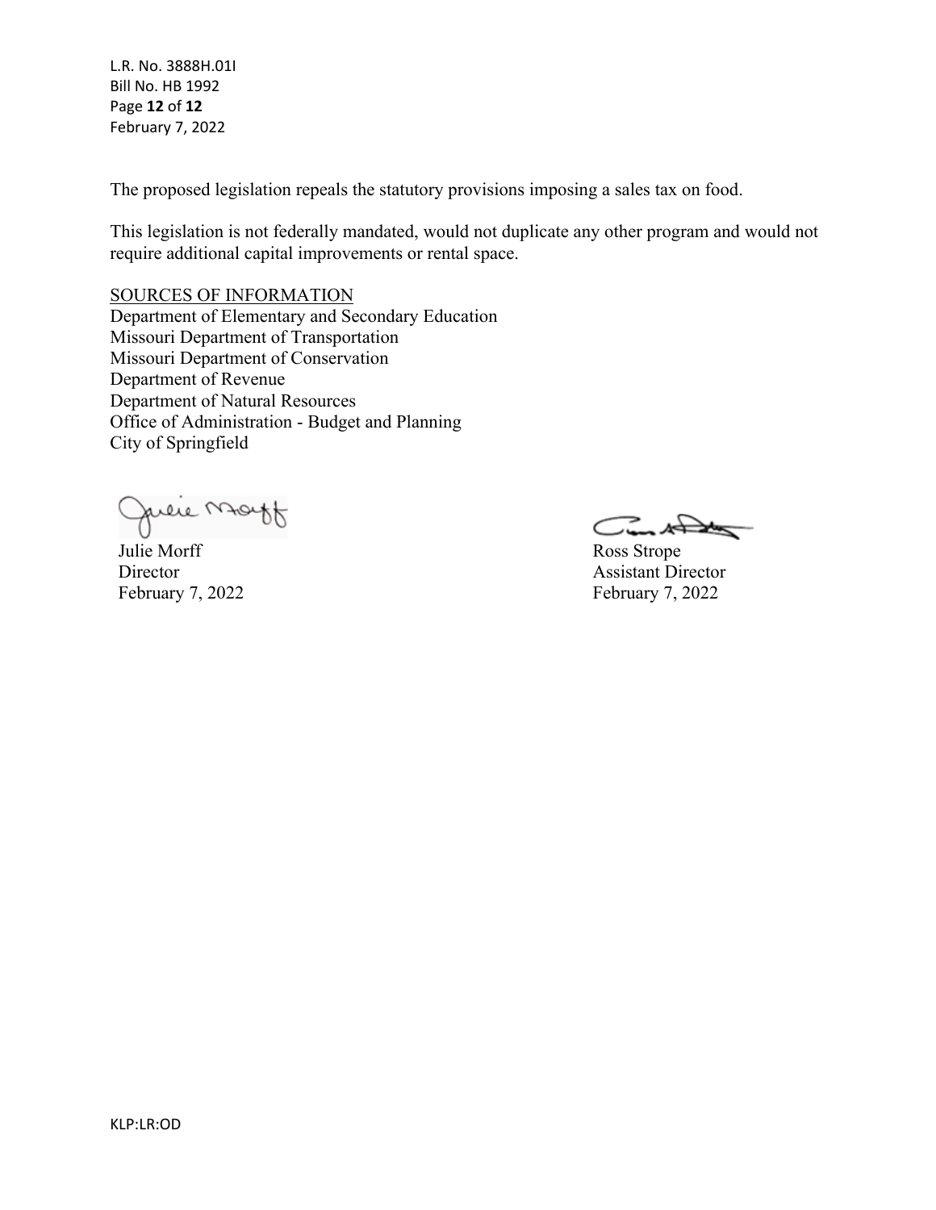The proposed legislation repeals the statutory provisions imposing a sales tax on food.

This legislation is not federally mandated, would not duplicate any other program and would not require additional capital improvements or rental space.

SOURCES OF INFORMATION

Department of Elementary and Secondary Education
Missouri Department of Transportation
Missouri Department of Conservation
Department of Revenue
Department of Natural Resources
Office of Administration - Budget and Planning
City of Springfield

Julie Morff
Director
February 7, 2022

Ross Strope
Assistant Director
February 7, 2022

KLP:LR:OD